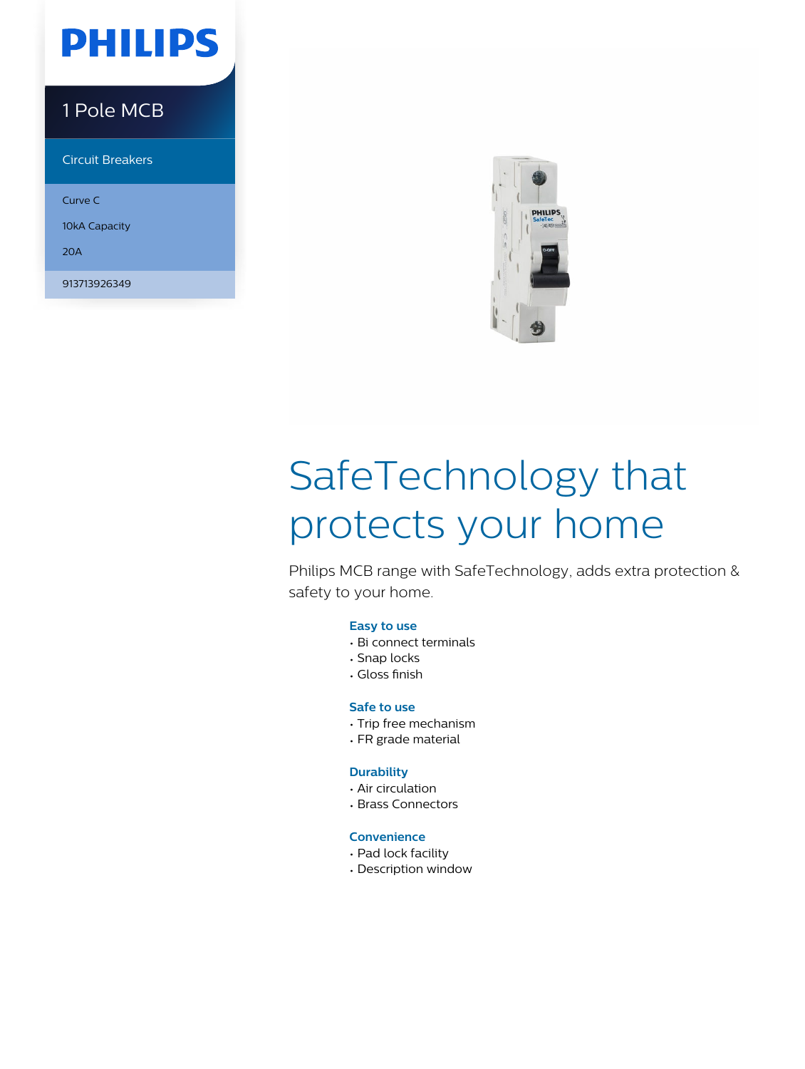PHILIPS

# 1 Pole MCB

Circuit Breakers

Curve C

10kA Capacity

20A

913713926349

# SafeTechnology that protects your home

Philips MCB range with SafeTechnology, adds extra protection & safety to your home.

### Easy to use

- Bi connect terminals
- Snap locks
- Gloss finish

### Safe to use

- Trip free mechanism
- FR grade material

### Durability

- Air circulation
- Brass Connectors

### Convenience

- Pad lock facility
- Description window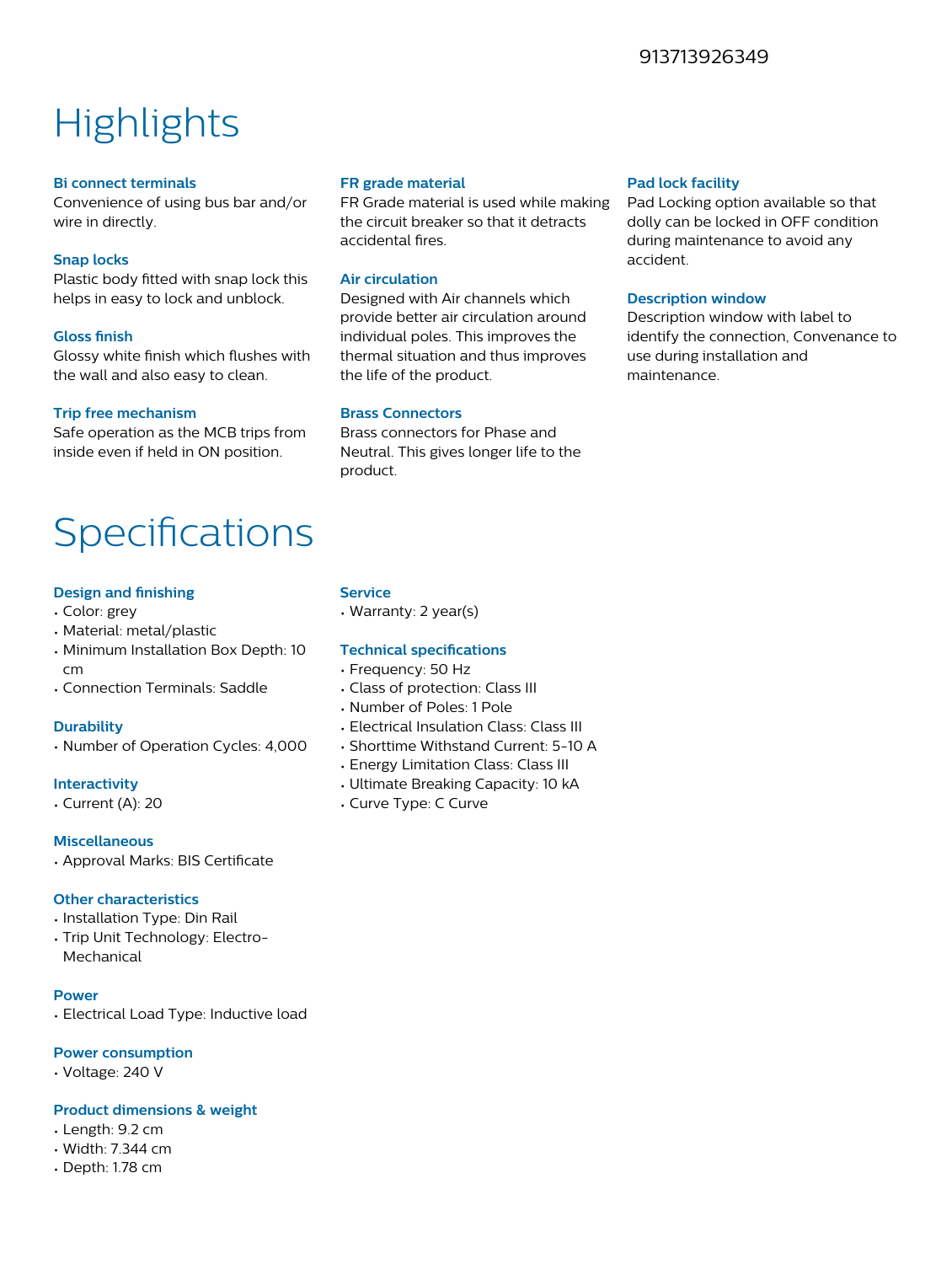913713926349

# Highlights

### Bi connect terminals
Convenience of using bus bar and/or wire in directly.

### Snap locks
Plastic body fitted with snap lock this helps in easy to lock and unblock.

### Gloss finish
Glossy white finish which flushes with the wall and also easy to clean.

### Trip free mechanism
Safe operation as the MCB trips from inside even if held in ON position.

### FR grade material
FR Grade material is used while making the circuit breaker so that it detracts accidental fires.

### Air circulation
Designed with Air channels which provide better air circulation around individual poles. This improves the thermal situation and thus improves the life of the product.

### Brass Connectors
Brass connectors for Phase and Neutral. This gives longer life to the product.

### Pad lock facility
Pad Locking option available so that dolly can be locked in OFF condition during maintenance to avoid any accident.

### Description window
Description window with label to identify the connection, Convenance to use during installation and maintenance.

# Specifications

### Design and finishing
- Color: grey
- Material: metal/plastic
- Minimum Installation Box Depth: 10 cm
- Connection Terminals: Saddle

### Durability
- Number of Operation Cycles: 4,000

### Interactivity
- Current (A): 20

### Miscellaneous
- Approval Marks: BIS Certificate

### Other characteristics
- Installation Type: Din Rail
- Trip Unit Technology: Electro-Mechanical

### Power
- Electrical Load Type: Inductive load

### Power consumption
- Voltage: 240 V

### Product dimensions & weight
- Length: 9.2 cm
- Width: 7.344 cm
- Depth: 1.78 cm

### Service
- Warranty: 2 year(s)

### Technical specifications
- Frequency: 50 Hz
- Class of protection: Class III
- Number of Poles: 1 Pole
- Electrical Insulation Class: Class III
- Shorttime Withstand Current: 5-10 A
- Energy Limitation Class: Class III
- Ultimate Breaking Capacity: 10 kA
- Curve Type: C Curve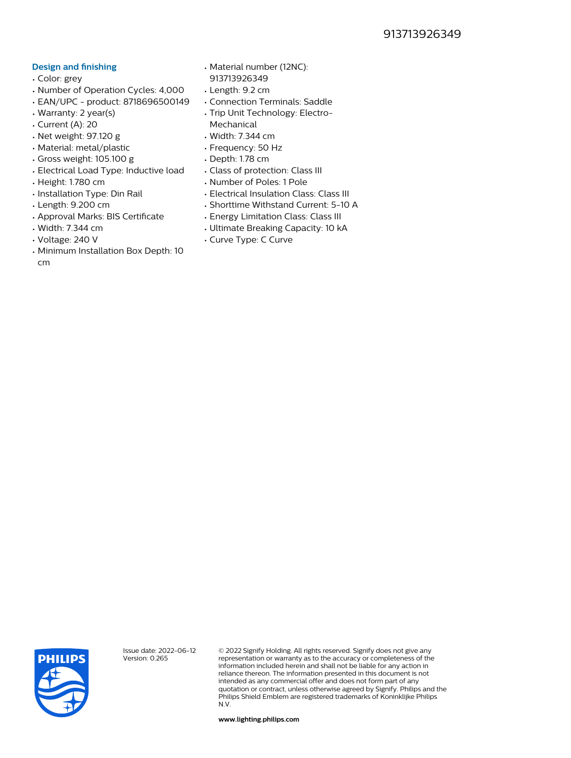## Design and finishing

- Color: grey
- Number of Operation Cycles: 4,000
- EAN/UPC - product: 8718696500149
- Warranty: 2 year(s)
- Current (A): 20
- Net weight: 97.120 g
- Material: metal/plastic
- Gross weight: 105.100 g
- Electrical Load Type: Inductive load
- Height: 1.780 cm
- Installation Type: Din Rail
- Length: 9.200 cm
- Approval Marks: BIS Certificate
- Width: 7.344 cm
- Voltage: 240 V
- Minimum Installation Box Depth: 10 cm
- Material number (12NC): 913713926349
- Length: 9.2 cm
- Connection Terminals: Saddle
- Trip Unit Technology: Electro-Mechanical
- Width: 7.344 cm
- Frequency: 50 Hz
- Depth: 1.78 cm
- Class of protection: Class III
- Number of Poles: 1 Pole
- Electrical Insulation Class: Class III
- Shorttime Withstand Current: 5-10 A
- Energy Limitation Class: Class III
- Ultimate Breaking Capacity: 10 kA
- Curve Type: C Curve

Issue date: 2022-06-12
Version: 0.265

© 2022 Signify Holding. All rights reserved. Signify does not give any representation or warranty as to the accuracy or completeness of the information included herein and shall not be liable for any action in reliance thereon. The information presented in this document is not intended as any commercial offer and does not form part of any quotation or contract, unless otherwise agreed by Signify. Philips and the Philips Shield Emblem are registered trademarks of Koninklijke Philips N.V.

**www.lighting.philips.com**